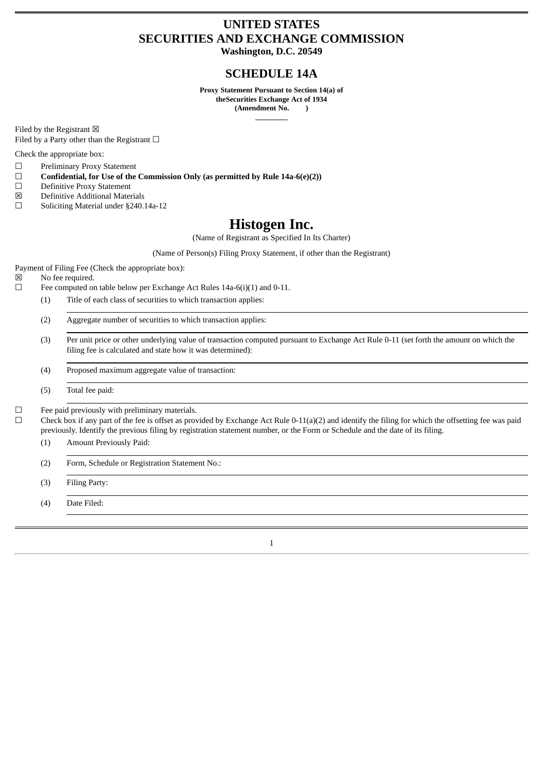# UNITED STATES
# SECURITIES AND EXCHANGE COMMISSION
**Washington, D.C. 20549**

## SCHEDULE 14A

**Proxy Statement Pursuant to Section 14(a) of theSecurities Exchange Act of 1934**
**(Amendment No. )**

Filed by the Registrant ☒
Filed by a Party other than the Registrant ☐

Check the appropriate box:

☐ Preliminary Proxy Statement
☐ **Confidential, for Use of the Commission Only (as permitted by Rule 14a-6(e)(2))**
☐ Definitive Proxy Statement
☒ Definitive Additional Materials
☐ Soliciting Material under §240.14a-12

# Histogen Inc.

(Name of Registrant as Specified In Its Charter)

(Name of Person(s) Filing Proxy Statement, if other than the Registrant)

Payment of Filing Fee (Check the appropriate box):
☒ No fee required.
☐ Fee computed on table below per Exchange Act Rules 14a-6(i)(1) and 0-11.

(1) Title of each class of securities to which transaction applies:

(2) Aggregate number of securities to which transaction applies:

(3) Per unit price or other underlying value of transaction computed pursuant to Exchange Act Rule 0-11 (set forth the amount on which the filing fee is calculated and state how it was determined):

(4) Proposed maximum aggregate value of transaction:

(5) Total fee paid:

☐ Fee paid previously with preliminary materials.
☐ Check box if any part of the fee is offset as provided by Exchange Act Rule 0-11(a)(2) and identify the filing for which the offsetting fee was paid previously. Identify the previous filing by registration statement number, or the Form or Schedule and the date of its filing.

(1) Amount Previously Paid:

(2) Form, Schedule or Registration Statement No.:

(3) Filing Party:

(4) Date Filed: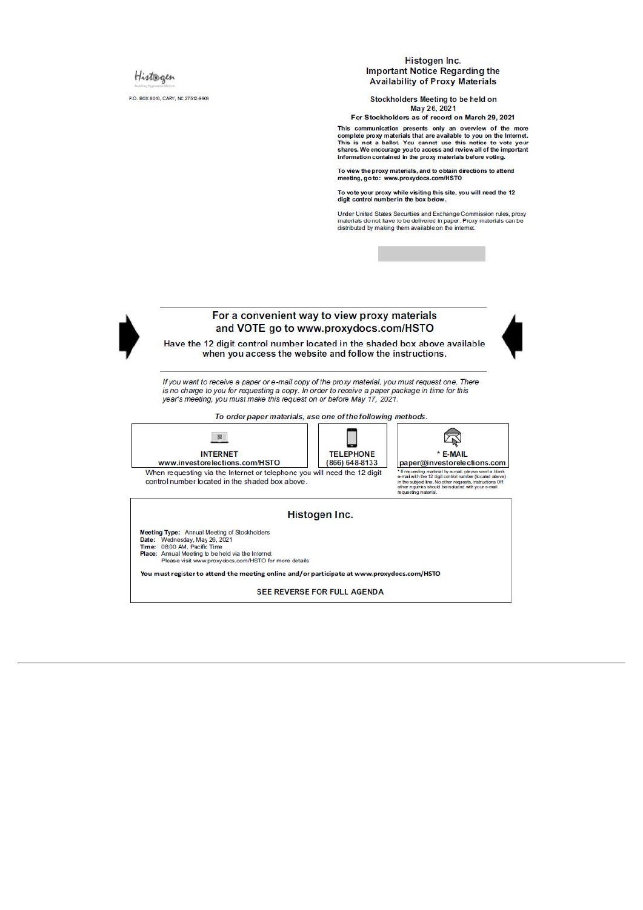Histogen

P.O. BOX 8016, CARY, NC 27512-9903

## Histogen Inc.
## Important Notice Regarding the Availability of Proxy Materials

**Stockholders Meeting to be held on May 26, 2021**

**For Stockholders as of record on March 29, 2021**

**This communication presents only an overview of the more complete proxy materials that are available to you on the Internet. This is not a ballot. You cannot use this notice to vote your shares. We encourage you to access and review all of the important information contained in the proxy materials before voting.**

**To view the proxy materials, and to obtain directions to attend meeting, go to: www.proxydocs.com/HSTO**

**To vote your proxy while visiting this site, you will need the 12 digit control number in the box below.**

Under United States Securities and Exchange Commission rules, proxy materials do not have to be delivered in paper. Proxy materials can be distributed by making them available on the internet.

### For a convenient way to view proxy materials and VOTE go to www.proxydocs.com/HSTO

**Have the 12 digit control number located in the shaded box above available when you access the website and follow the instructions.**

*If you want to receive a paper or e-mail copy of the proxy material, you must request one. There is no charge to you for requesting a copy. In order to receive a paper package in time for this year's meeting, you must make this request on or before May 17, 2021.*

***To order paper materials, use one of the following methods.***

| **INTERNET** | **TELEPHONE** | **\* E-MAIL** |
|---|---|---|
| **www.investorelections.com/HSTO** | **(866) 648-8133** | **paper@investorelections.com** |

When requesting via the Internet or telephone you will need the 12 digit control number located in the shaded box above.

\* If requesting material by e-mail, please send a blank e-mail with the 12 digit control number (located above) in the subject line. No other requests, instructions OR other inquiries should be included with your e-mail requesting material.

### Histogen Inc.

**Meeting Type:** Annual Meeting of Stockholders
**Date:** Wednesday, May 26, 2021
**Time:** 08:00 AM, Pacific Time
**Place:** Annual Meeting to be held via the Internet
Please visit www.proxydocs.com/HSTO for more details

**You must register to attend the meeting online and/or participate at www.proxydocs.com/HSTO**

**SEE REVERSE FOR FULL AGENDA**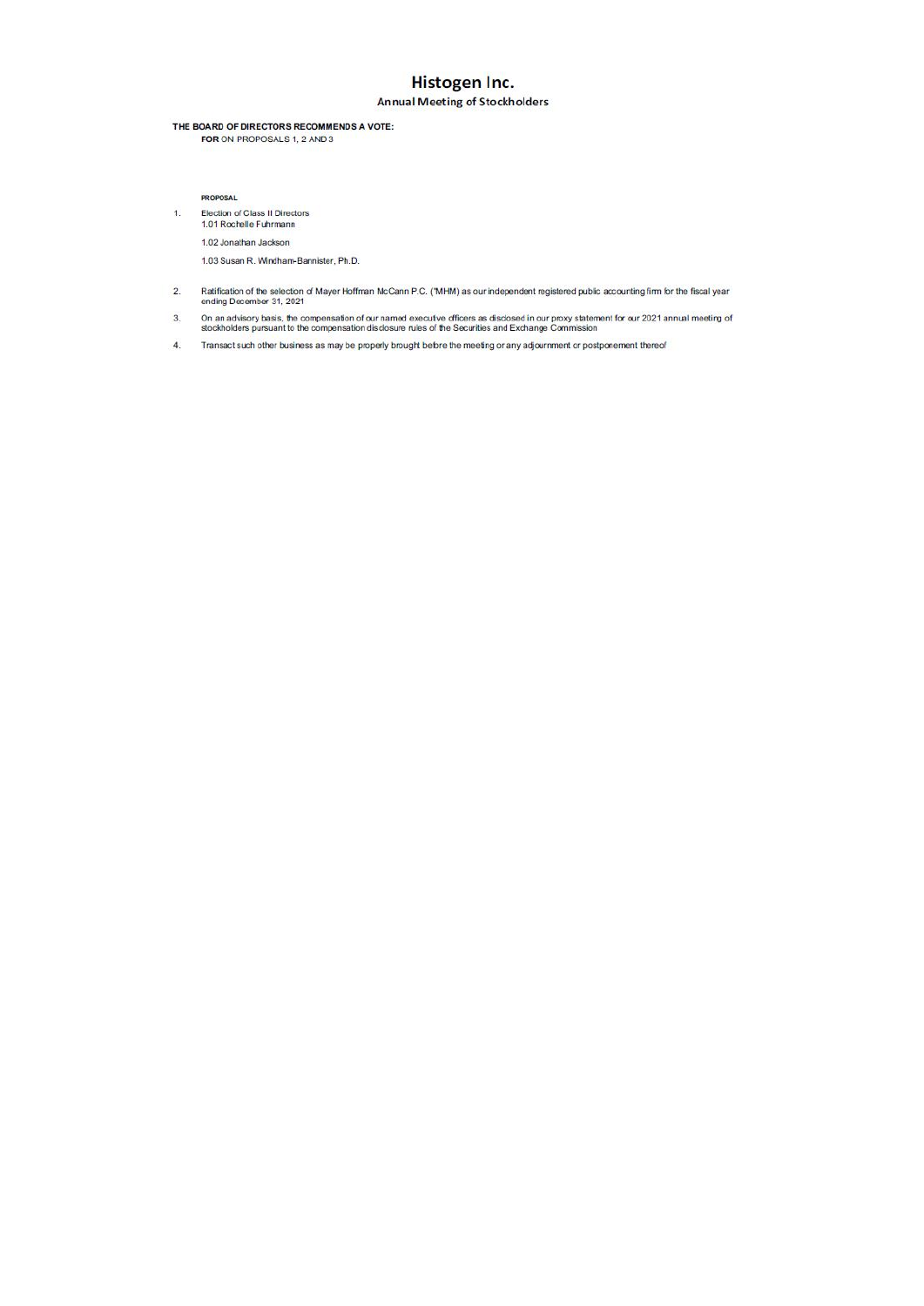# Histogen Inc.

## Annual Meeting of Stockholders

**THE BOARD OF DIRECTORS RECOMMENDS A VOTE:**

**FOR** ON PROPOSALS 1, 2 AND 3

**PROPOSAL**

1. Election of Class II Directors
   1.01 Rochelle Fuhrmann

   1.02 Jonathan Jackson

   1.03 Susan R. Windham-Bannister, Ph.D.

2. Ratification of the selection of Mayer Hoffman McCann P.C. ("MHM) as our independent registered public accounting firm for the fiscal year ending December 31, 2021

3. On an advisory basis, the compensation of our named executive officers as disclosed in our proxy statement for our 2021 annual meeting of stockholders pursuant to the compensation disclosure rules of the Securities and Exchange Commission

4. Transact such other business as may be properly brought before the meeting or any adjournment or postponement thereof